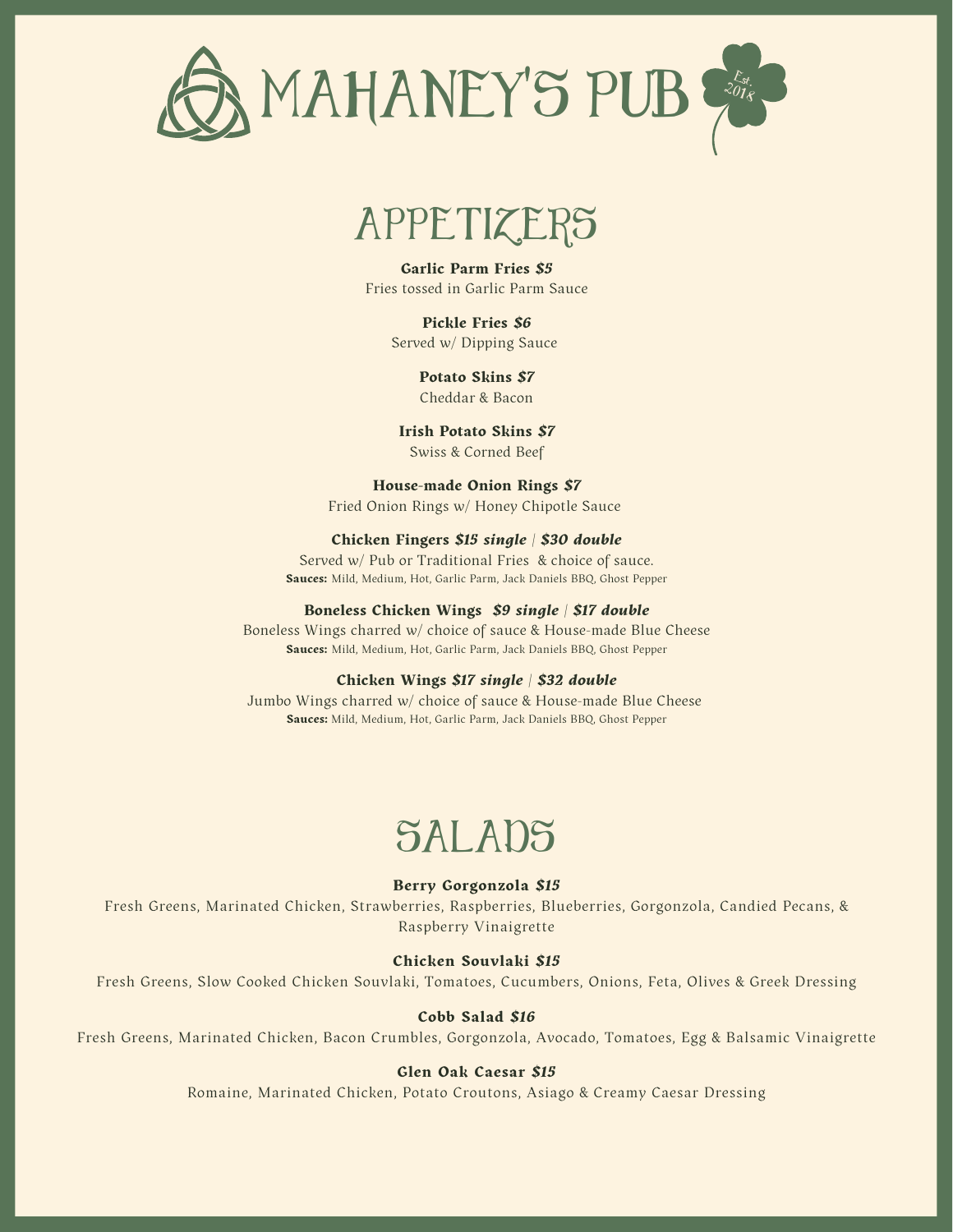# MAHANEY'S PUB

Est. 2018

## APPETIZERS

**Garlic Parm Fries *$5***
Fries tossed in Garlic Parm Sauce

**Pickle Fries *$6***
Served w/ Dipping Sauce

**Potato Skins *$7***
Cheddar & Bacon

**Irish Potato Skins *$7***
Swiss & Corned Beef

**House-made Onion Rings *$7***
Fried Onion Rings w/ Honey Chipotle Sauce

**Chicken Fingers *$15 single* | *$30 double***
Served w/ Pub or Traditional Fries & choice of sauce.
**Sauces:** Mild, Medium, Hot, Garlic Parm, Jack Daniels BBQ, Ghost Pepper

**Boneless Chicken Wings *$9 single* | *$17 double***
Boneless Wings charred w/ choice of sauce & House-made Blue Cheese
**Sauces:** Mild, Medium, Hot, Garlic Parm, Jack Daniels BBQ, Ghost Pepper

**Chicken Wings *$17 single* | *$32 double***
Jumbo Wings charred w/ choice of sauce & House-made Blue Cheese
**Sauces:** Mild, Medium, Hot, Garlic Parm, Jack Daniels BBQ, Ghost Pepper

## SALADS

**Berry Gorgonzola *$15***
Fresh Greens, Marinated Chicken, Strawberries, Raspberries, Blueberries, Gorgonzola, Candied Pecans, & Raspberry Vinaigrette

**Chicken Souvlaki *$15***
Fresh Greens, Slow Cooked Chicken Souvlaki, Tomatoes, Cucumbers, Onions, Feta, Olives & Greek Dressing

**Cobb Salad *$16***
Fresh Greens, Marinated Chicken, Bacon Crumbles, Gorgonzola, Avocado, Tomatoes, Egg & Balsamic Vinaigrette

**Glen Oak Caesar *$15***
Romaine, Marinated Chicken, Potato Croutons, Asiago & Creamy Caesar Dressing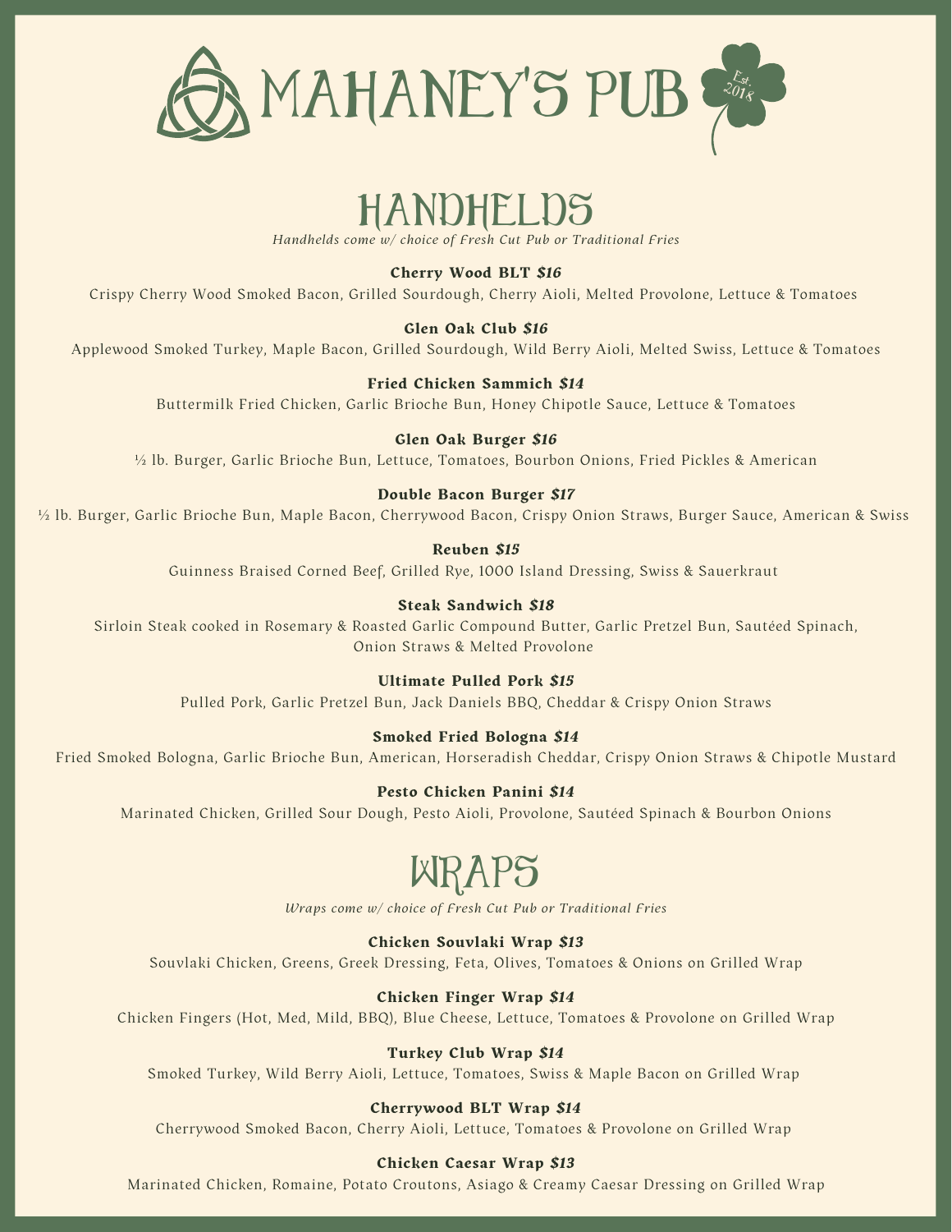# MAHANEY'S PUB

Est. 2018

## HANDHELDS

*Handhelds come w/ choice of Fresh Cut Pub or Traditional Fries*

**Cherry Wood BLT *$16***
Crispy Cherry Wood Smoked Bacon, Grilled Sourdough, Cherry Aioli, Melted Provolone, Lettuce & Tomatoes

**Glen Oak Club *$16***
Applewood Smoked Turkey, Maple Bacon, Grilled Sourdough, Wild Berry Aioli, Melted Swiss, Lettuce & Tomatoes

**Fried Chicken Sammich *$14***
Buttermilk Fried Chicken, Garlic Brioche Bun, Honey Chipotle Sauce, Lettuce & Tomatoes

**Glen Oak Burger *$16***
½ lb. Burger, Garlic Brioche Bun, Lettuce, Tomatoes, Bourbon Onions, Fried Pickles & American

**Double Bacon Burger *$17***
½ lb. Burger, Garlic Brioche Bun, Maple Bacon, Cherrywood Bacon, Crispy Onion Straws, Burger Sauce, American & Swiss

**Reuben *$15***
Guinness Braised Corned Beef, Grilled Rye, 1000 Island Dressing, Swiss & Sauerkraut

**Steak Sandwich *$18***
Sirloin Steak cooked in Rosemary & Roasted Garlic Compound Butter, Garlic Pretzel Bun, Sautéed Spinach, Onion Straws & Melted Provolone

**Ultimate Pulled Pork *$15***
Pulled Pork, Garlic Pretzel Bun, Jack Daniels BBQ, Cheddar & Crispy Onion Straws

**Smoked Fried Bologna *$14***
Fried Smoked Bologna, Garlic Brioche Bun, American, Horseradish Cheddar, Crispy Onion Straws & Chipotle Mustard

**Pesto Chicken Panini *$14***
Marinated Chicken, Grilled Sour Dough, Pesto Aioli, Provolone, Sautéed Spinach & Bourbon Onions

## WRAPS

*Wraps come w/ choice of Fresh Cut Pub or Traditional Fries*

**Chicken Souvlaki Wrap *$13***
Souvlaki Chicken, Greens, Greek Dressing, Feta, Olives, Tomatoes & Onions on Grilled Wrap

**Chicken Finger Wrap *$14***
Chicken Fingers (Hot, Med, Mild, BBQ), Blue Cheese, Lettuce, Tomatoes & Provolone on Grilled Wrap

**Turkey Club Wrap *$14***
Smoked Turkey, Wild Berry Aioli, Lettuce, Tomatoes, Swiss & Maple Bacon on Grilled Wrap

**Cherrywood BLT Wrap *$14***
Cherrywood Smoked Bacon, Cherry Aioli, Lettuce, Tomatoes & Provolone on Grilled Wrap

**Chicken Caesar Wrap *$13***
Marinated Chicken, Romaine, Potato Croutons, Asiago & Creamy Caesar Dressing on Grilled Wrap